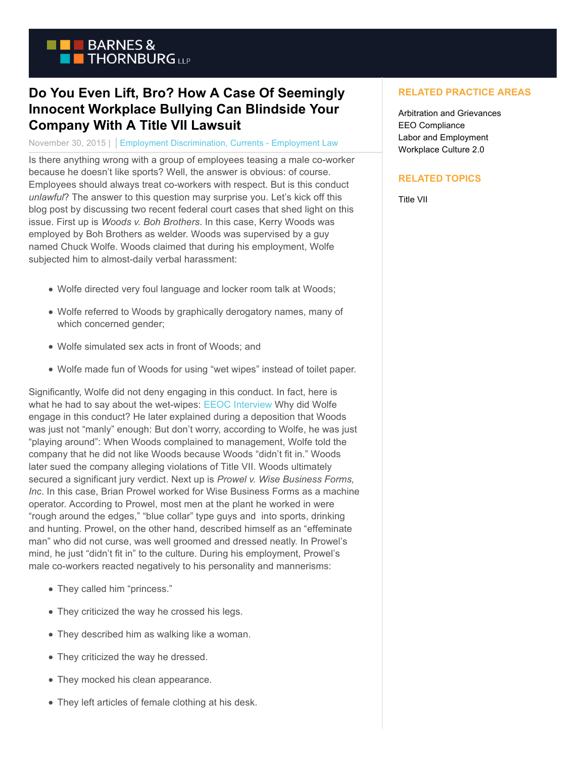# Do You Even Lift, Bro? How A Case Of Seemingly Innocent Workplace Bullying Can Blindside Your Company With A Title VII Lawsuit

November 30, 2015 | Employment Discrimination, Currents - Employment Law

Is there anything wrong with a group of employees teasing a male co-worker because he doesn't like sports? Well, the answer is obvious: of course. Employees should always treat co-workers with respect. But is this conduct *unlawful*? The answer to this question may surprise you. Let's kick off this blog post by discussing two recent federal court cases that shed light on this issue. First up is *Woods v. Boh Brothers*. In this case, Kerry Woods was employed by Boh Brothers as welder. Woods was supervised by a guy named Chuck Wolfe. Woods claimed that during his employment, Wolfe subjected him to almost-daily verbal harassment:

- Wolfe directed very foul language and locker room talk at Woods;
- Wolfe referred to Woods by graphically derogatory names, many of which concerned gender;
- Wolfe simulated sex acts in front of Woods; and
- Wolfe made fun of Woods for using "wet wipes" instead of toilet paper.

Significantly, Wolfe did not deny engaging in this conduct. In fact, here is what he had to say about the wet-wipes: EEOC Interview Why did Wolfe engage in this conduct? He later explained during a deposition that Woods was just not "manly" enough: But don't worry, according to Wolfe, he was just "playing around": When Woods complained to management, Wolfe told the company that he did not like Woods because Woods "didn't fit in." Woods later sued the company alleging violations of Title VII. Woods ultimately secured a significant jury verdict. Next up is *Prowel v. Wise Business Forms, Inc*. In this case, Brian Prowel worked for Wise Business Forms as a machine operator. According to Prowel, most men at the plant he worked in were "rough around the edges," "blue collar" type guys and into sports, drinking and hunting. Prowel, on the other hand, described himself as an "effeminate man" who did not curse, was well groomed and dressed neatly. In Prowel's mind, he just "didn't fit in" to the culture. During his employment, Prowel's male co-workers reacted negatively to his personality and mannerisms:

- They called him "princess."
- They criticized the way he crossed his legs.
- They described him as walking like a woman.
- They criticized the way he dressed.
- They mocked his clean appearance.
- They left articles of female clothing at his desk.

## RELATED PRACTICE AREAS

Arbitration and Grievances
EEO Compliance
Labor and Employment
Workplace Culture 2.0

## RELATED TOPICS

Title VII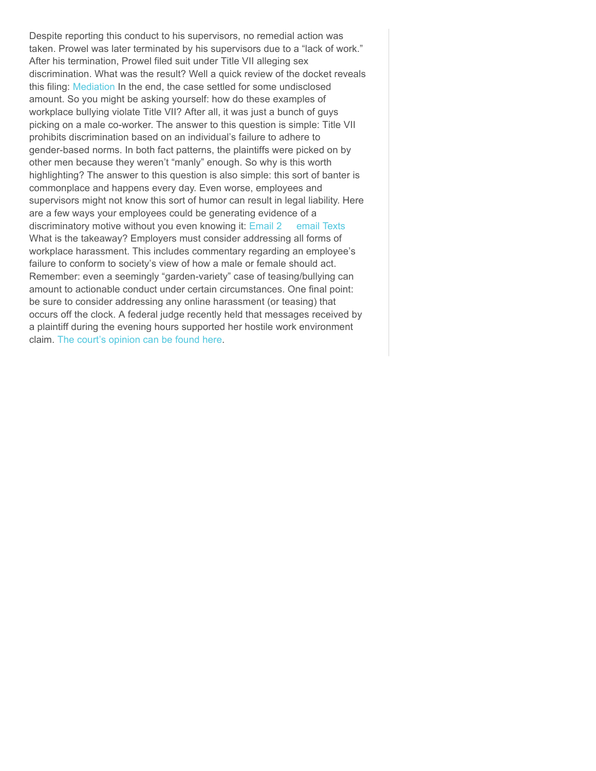Despite reporting this conduct to his supervisors, no remedial action was taken. Prowel was later terminated by his supervisors due to a "lack of work." After his termination, Prowel filed suit under Title VII alleging sex discrimination. What was the result? Well a quick review of the docket reveals this filing: Mediation In the end, the case settled for some undisclosed amount. So you might be asking yourself: how do these examples of workplace bullying violate Title VII? After all, it was just a bunch of guys picking on a male co-worker. The answer to this question is simple: Title VII prohibits discrimination based on an individual's failure to adhere to gender-based norms. In both fact patterns, the plaintiffs were picked on by other men because they weren't "manly" enough. So why is this worth highlighting? The answer to this question is also simple: this sort of banter is commonplace and happens every day. Even worse, employees and supervisors might not know this sort of humor can result in legal liability. Here are a few ways your employees could be generating evidence of a discriminatory motive without you even knowing it: Email 2 email Texts What is the takeaway? Employers must consider addressing all forms of workplace harassment. This includes commentary regarding an employee's failure to conform to society's view of how a male or female should act. Remember: even a seemingly "garden-variety" case of teasing/bullying can amount to actionable conduct under certain circumstances. One final point: be sure to consider addressing any online harassment (or teasing) that occurs off the clock. A federal judge recently held that messages received by a plaintiff during the evening hours supported her hostile work environment claim. The court's opinion can be found here.